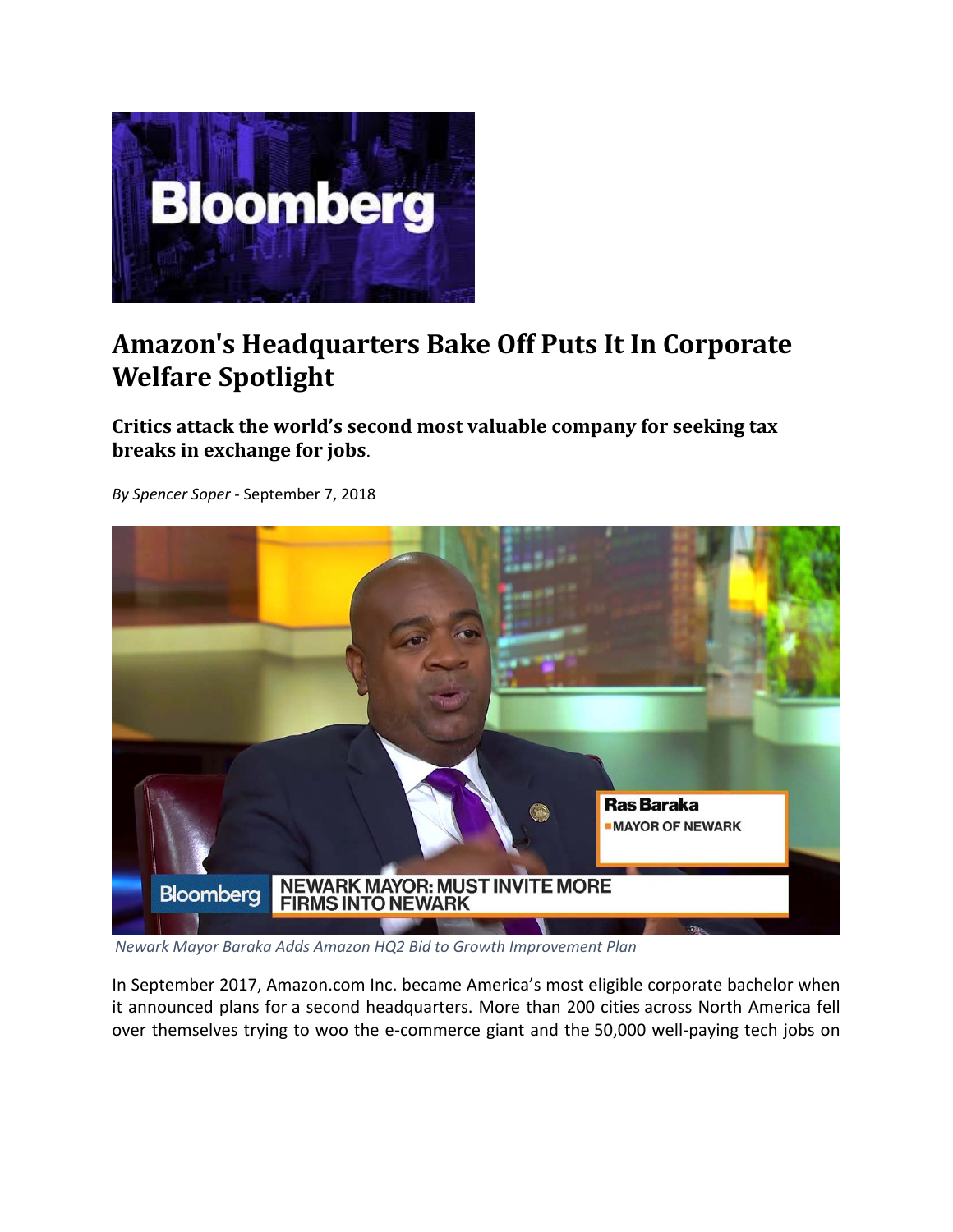# Amazon's Headquarters Bake Off Puts It In Corporate Welfare Spotlight

## Critics attack the world's second most valuable company for seeking tax breaks in exchange for jobs.

*By Spencer Soper* - September 7, 2018

*Newark Mayor Baraka Adds Amazon HQ2 Bid to Growth Improvement Plan*

In September 2017, Amazon.com Inc. became America's most eligible corporate bachelor when it announced plans for a second headquarters. More than 200 cities across North America fell over themselves trying to woo the e-commerce giant and the 50,000 well-paying tech jobs on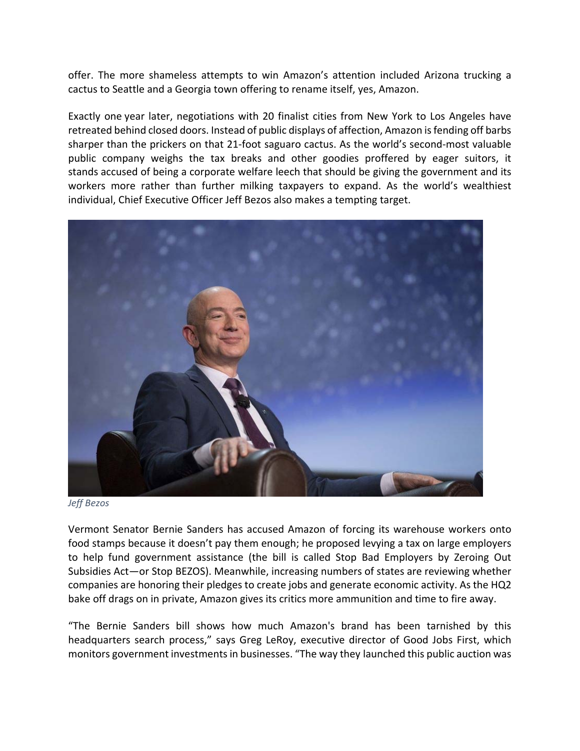offer. The more shameless attempts to win Amazon's attention included Arizona trucking a cactus to Seattle and a Georgia town offering to rename itself, yes, Amazon.

Exactly one year later, negotiations with 20 finalist cities from New York to Los Angeles have retreated behind closed doors. Instead of public displays of affection, Amazon is fending off barbs sharper than the prickers on that 21-foot saguaro cactus. As the world's second-most valuable public company weighs the tax breaks and other goodies proffered by eager suitors, it stands accused of being a corporate welfare leech that should be giving the government and its workers more rather than further milking taxpayers to expand. As the world's wealthiest individual, Chief Executive Officer Jeff Bezos also makes a tempting target.

*Jeff Bezos*

Vermont Senator Bernie Sanders has accused Amazon of forcing its warehouse workers onto food stamps because it doesn't pay them enough; he proposed levying a tax on large employers to help fund government assistance (the bill is called Stop Bad Employers by Zeroing Out Subsidies Act—or Stop BEZOS). Meanwhile, increasing numbers of states are reviewing whether companies are honoring their pledges to create jobs and generate economic activity. As the HQ2 bake off drags on in private, Amazon gives its critics more ammunition and time to fire away.

"The Bernie Sanders bill shows how much Amazon's brand has been tarnished by this headquarters search process," says Greg LeRoy, executive director of Good Jobs First, which monitors government investments in businesses. "The way they launched this public auction was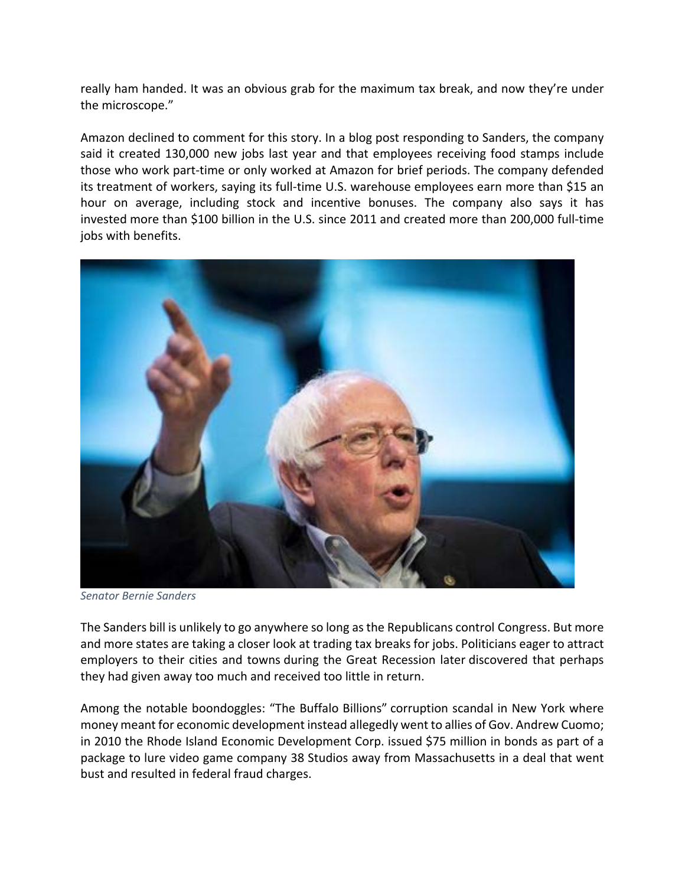really ham handed. It was an obvious grab for the maximum tax break, and now they're under the microscope."

Amazon declined to comment for this story. In a blog post responding to Sanders, the company said it created 130,000 new jobs last year and that employees receiving food stamps include those who work part-time or only worked at Amazon for brief periods. The company defended its treatment of workers, saying its full-time U.S. warehouse employees earn more than $15 an hour on average, including stock and incentive bonuses. The company also says it has invested more than $100 billion in the U.S. since 2011 and created more than 200,000 full-time jobs with benefits.

*Senator Bernie Sanders*

The Sanders bill is unlikely to go anywhere so long as the Republicans control Congress. But more and more states are taking a closer look at trading tax breaks for jobs. Politicians eager to attract employers to their cities and towns during the Great Recession later discovered that perhaps they had given away too much and received too little in return.

Among the notable boondoggles: "The Buffalo Billions" corruption scandal in New York where money meant for economic development instead allegedly went to allies of Gov. Andrew Cuomo; in 2010 the Rhode Island Economic Development Corp. issued $75 million in bonds as part of a package to lure video game company 38 Studios away from Massachusetts in a deal that went bust and resulted in federal fraud charges.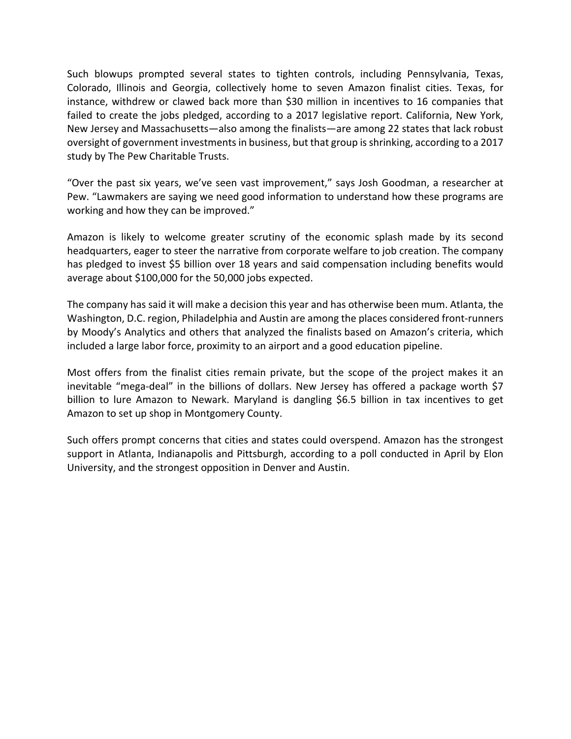Such blowups prompted several states to tighten controls, including Pennsylvania, Texas, Colorado, Illinois and Georgia, collectively home to seven Amazon finalist cities. Texas, for instance, withdrew or clawed back more than $30 million in incentives to 16 companies that failed to create the jobs pledged, according to a 2017 legislative report. California, New York, New Jersey and Massachusetts—also among the finalists—are among 22 states that lack robust oversight of government investments in business, but that group is shrinking, according to a 2017 study by The Pew Charitable Trusts.

"Over the past six years, we've seen vast improvement," says Josh Goodman, a researcher at Pew. "Lawmakers are saying we need good information to understand how these programs are working and how they can be improved."

Amazon is likely to welcome greater scrutiny of the economic splash made by its second headquarters, eager to steer the narrative from corporate welfare to job creation. The company has pledged to invest $5 billion over 18 years and said compensation including benefits would average about $100,000 for the 50,000 jobs expected.

The company has said it will make a decision this year and has otherwise been mum. Atlanta, the Washington, D.C. region, Philadelphia and Austin are among the places considered front-runners by Moody's Analytics and others that analyzed the finalists based on Amazon's criteria, which included a large labor force, proximity to an airport and a good education pipeline.

Most offers from the finalist cities remain private, but the scope of the project makes it an inevitable "mega-deal" in the billions of dollars. New Jersey has offered a package worth $7 billion to lure Amazon to Newark. Maryland is dangling $6.5 billion in tax incentives to get Amazon to set up shop in Montgomery County.

Such offers prompt concerns that cities and states could overspend. Amazon has the strongest support in Atlanta, Indianapolis and Pittsburgh, according to a poll conducted in April by Elon University, and the strongest opposition in Denver and Austin.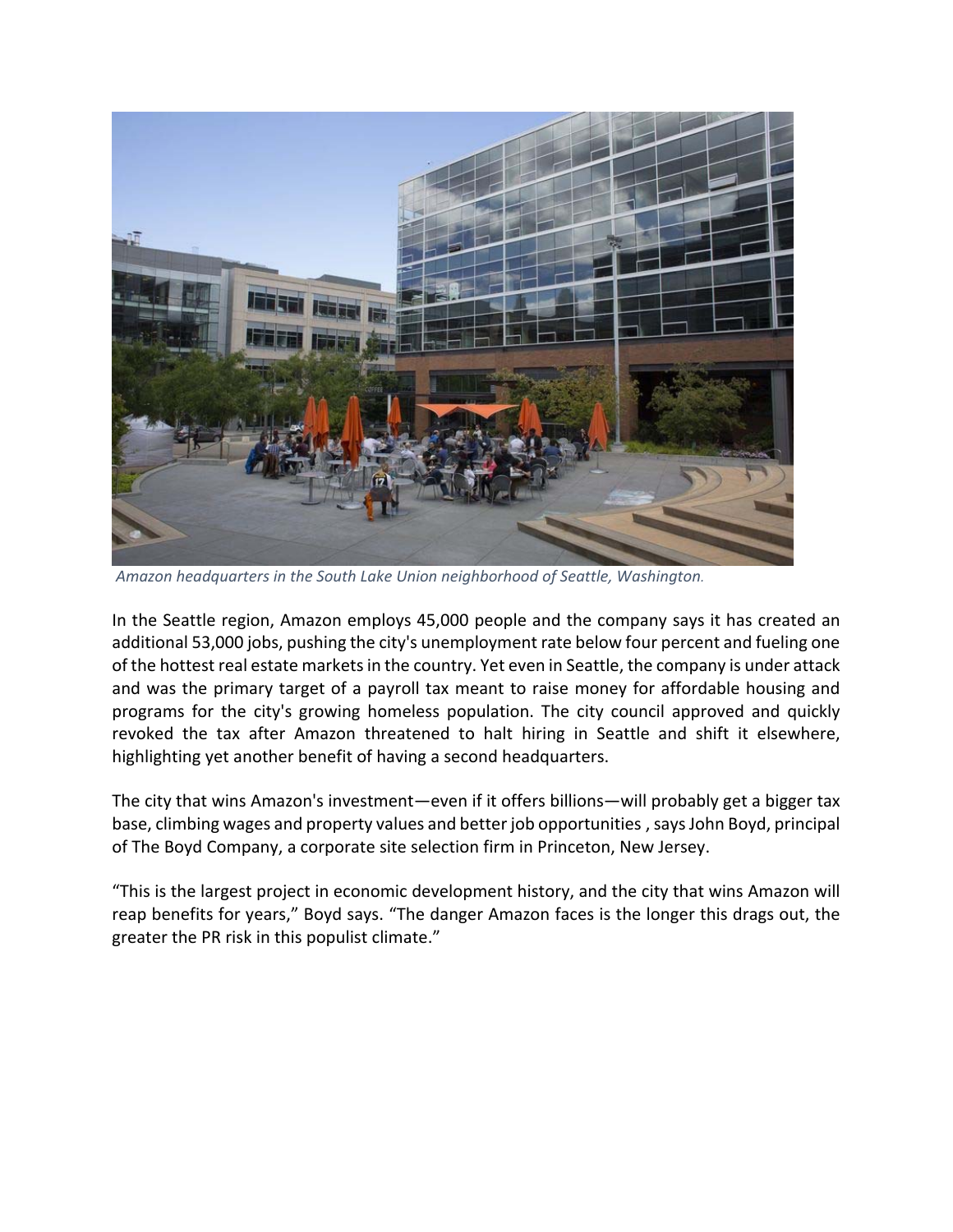*Amazon headquarters in the South Lake Union neighborhood of Seattle, Washington.*

In the Seattle region, Amazon employs 45,000 people and the company says it has created an additional 53,000 jobs, pushing the city's unemployment rate below four percent and fueling one of the hottest real estate markets in the country. Yet even in Seattle, the company is under attack and was the primary target of a payroll tax meant to raise money for affordable housing and programs for the city's growing homeless population. The city council approved and quickly revoked the tax after Amazon threatened to halt hiring in Seattle and shift it elsewhere, highlighting yet another benefit of having a second headquarters.

The city that wins Amazon's investment—even if it offers billions—will probably get a bigger tax base, climbing wages and property values and better job opportunities , says John Boyd, principal of The Boyd Company, a corporate site selection firm in Princeton, New Jersey.

“This is the largest project in economic development history, and the city that wins Amazon will reap benefits for years,” Boyd says. “The danger Amazon faces is the longer this drags out, the greater the PR risk in this populist climate.”